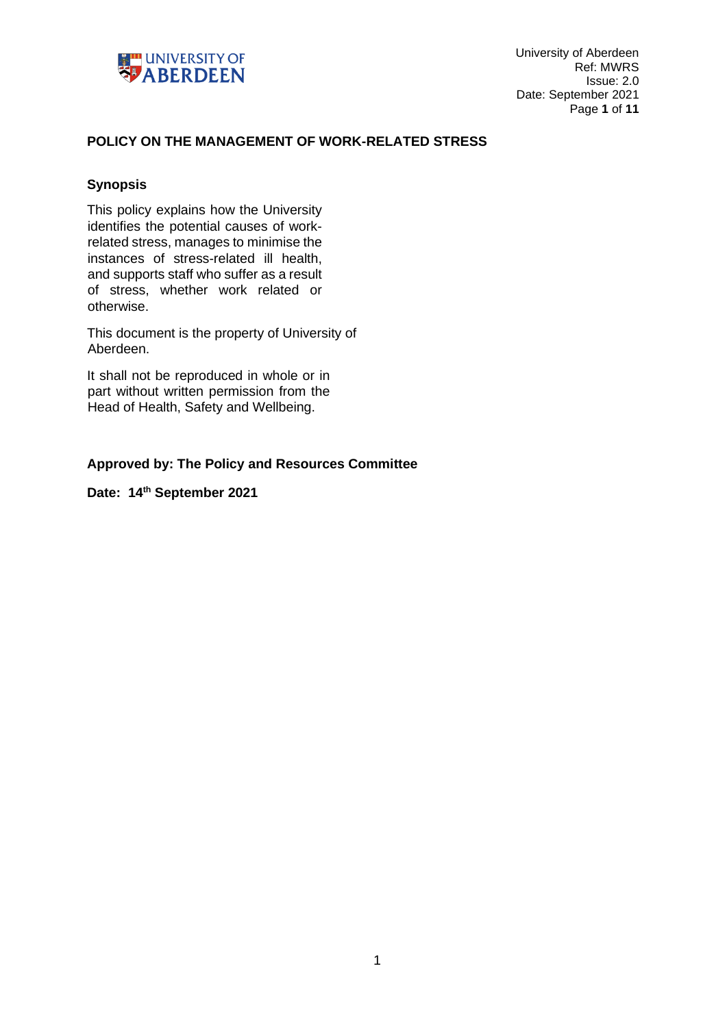University of Aberdeen
Ref: MWRS
Issue: 2.0
Date: September 2021

# POLICY ON THE MANAGEMENT OF WORK-RELATED STRESS

## Synopsis

This policy explains how the University identifies the potential causes of work-related stress, manages to minimise the instances of stress-related ill health, and supports staff who suffer as a result of stress, whether work related or otherwise.

This document is the property of University of Aberdeen.

It shall not be reproduced in whole or in part without written permission from the Head of Health, Safety and Wellbeing.

**Approved by: The Policy and Resources Committee**

**Date: 14th September 2021**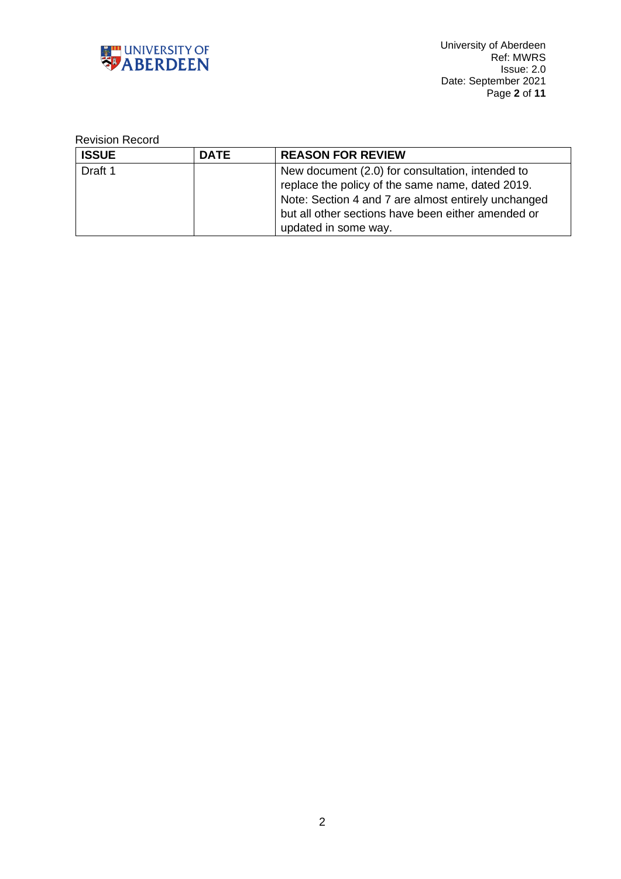Revision Record

| ISSUE | DATE | REASON FOR REVIEW |
|---|---|---|
| Draft 1 | | New document (2.0) for consultation, intended to replace the policy of the same name, dated 2019. Note: Section 4 and 7 are almost entirely unchanged but all other sections have been either amended or updated in some way. |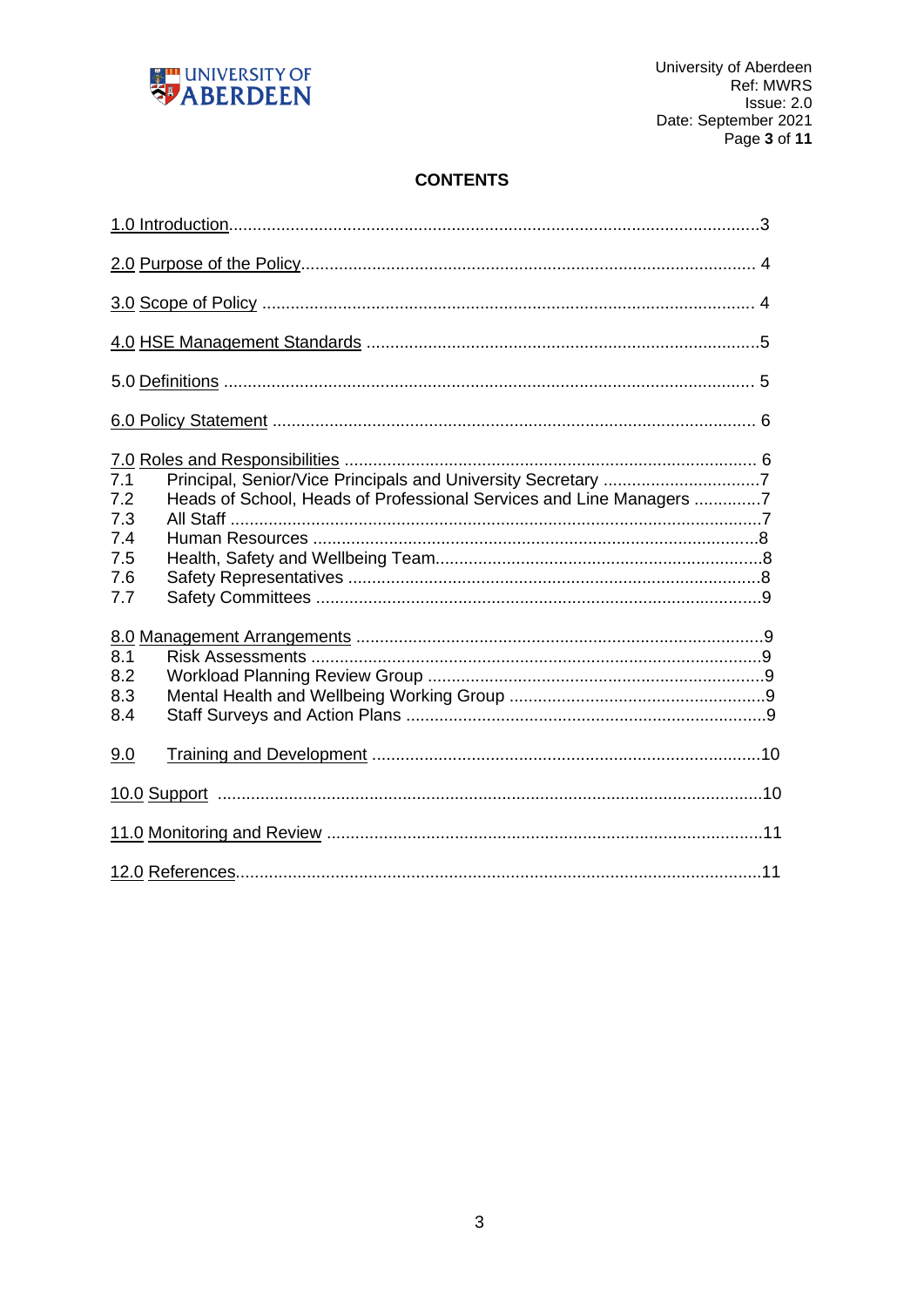## CONTENTS

1.0 Introduction....................................................................................................................3

2.0 Purpose of the Policy.................................................................................................. 4

3.0 Scope of Policy .......................................................................................................... 4

4.0 HSE Management Standards .......................................................................................5

5.0 Definitions .................................................................................................................. 5

6.0 Policy Statement ........................................................................................................ 6

7.0 Roles and Responsibilities ........................................................................................ 6
- 7.1 Principal, Senior/Vice Principals and University Secretary ..................................7
- 7.2 Heads of School, Heads of Professional Services and Line Managers ..............7
- 7.3 All Staff .................................................................................................................7
- 7.4 Human Resources ..............................................................................................8
- 7.5 Health, Safety and Wellbeing Team.....................................................................8
- 7.6 Safety Representatives .......................................................................................8
- 7.7 Safety Committees ..............................................................................................9

8.0 Management Arrangements .......................................................................................9
- 8.1 Risk Assessments ...............................................................................................9
- 8.2 Workload Planning Review Group .......................................................................9
- 8.3 Mental Health and Wellbeing Working Group .......................................................9
- 8.4 Staff Surveys and Action Plans ............................................................................9

9.0 Training and Development ..................................................................................10

10.0 Support ...................................................................................................................10

11.0 Monitoring and Review ............................................................................................11

12.0 References...............................................................................................................11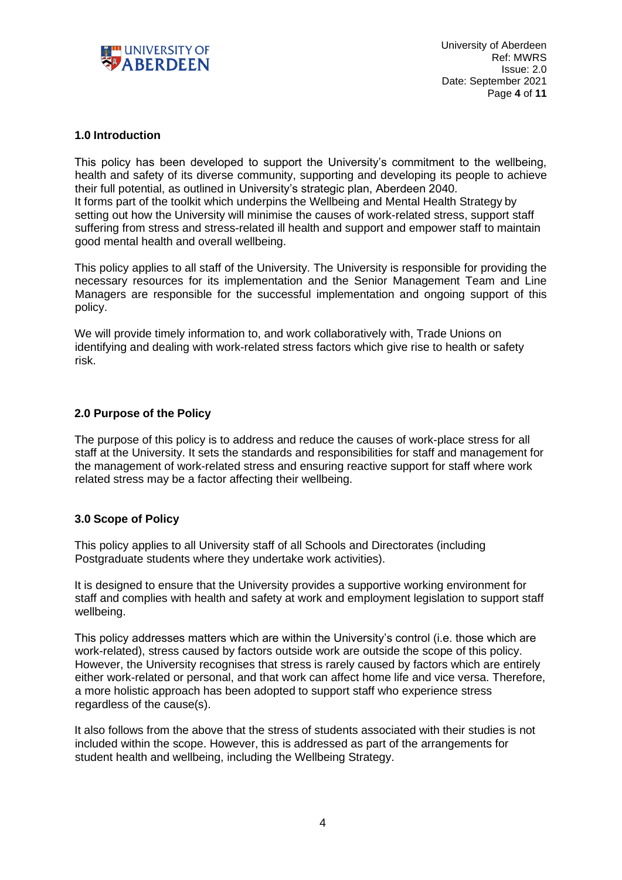## 1.0 Introduction

This policy has been developed to support the University's commitment to the wellbeing, health and safety of its diverse community, supporting and developing its people to achieve their full potential, as outlined in University's strategic plan, Aberdeen 2040.
It forms part of the toolkit which underpins the Wellbeing and Mental Health Strategy by setting out how the University will minimise the causes of work-related stress, support staff suffering from stress and stress-related ill health and support and empower staff to maintain good mental health and overall wellbeing.

This policy applies to all staff of the University. The University is responsible for providing the necessary resources for its implementation and the Senior Management Team and Line Managers are responsible for the successful implementation and ongoing support of this policy.

We will provide timely information to, and work collaboratively with, Trade Unions on identifying and dealing with work-related stress factors which give rise to health or safety risk.

## 2.0 Purpose of the Policy

The purpose of this policy is to address and reduce the causes of work-place stress for all staff at the University. It sets the standards and responsibilities for staff and management for the management of work-related stress and ensuring reactive support for staff where work related stress may be a factor affecting their wellbeing.

## 3.0 Scope of Policy

This policy applies to all University staff of all Schools and Directorates (including Postgraduate students where they undertake work activities).

It is designed to ensure that the University provides a supportive working environment for staff and complies with health and safety at work and employment legislation to support staff wellbeing.

This policy addresses matters which are within the University's control (i.e. those which are work-related), stress caused by factors outside work are outside the scope of this policy. However, the University recognises that stress is rarely caused by factors which are entirely either work-related or personal, and that work can affect home life and vice versa. Therefore, a more holistic approach has been adopted to support staff who experience stress regardless of the cause(s).

It also follows from the above that the stress of students associated with their studies is not included within the scope. However, this is addressed as part of the arrangements for student health and wellbeing, including the Wellbeing Strategy.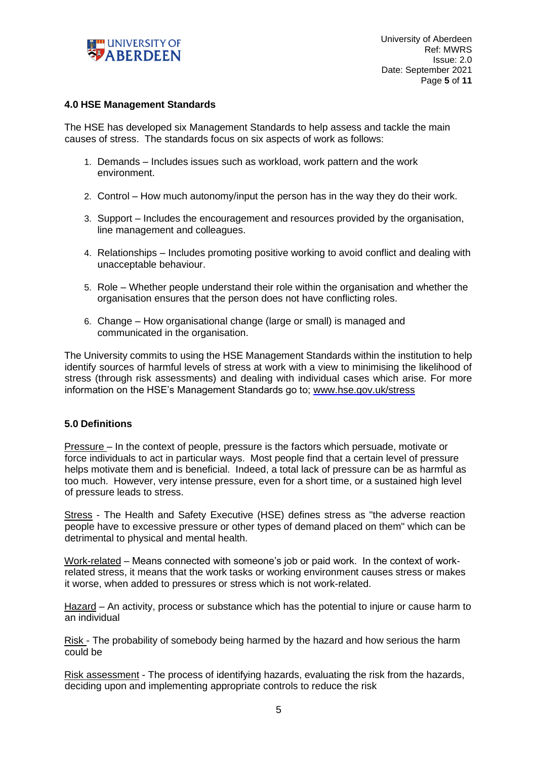## 4.0 HSE Management Standards

The HSE has developed six Management Standards to help assess and tackle the main causes of stress. The standards focus on six aspects of work as follows:

1. Demands – Includes issues such as workload, work pattern and the work environment.
2. Control – How much autonomy/input the person has in the way they do their work.
3. Support – Includes the encouragement and resources provided by the organisation, line management and colleagues.
4. Relationships – Includes promoting positive working to avoid conflict and dealing with unacceptable behaviour.
5. Role – Whether people understand their role within the organisation and whether the organisation ensures that the person does not have conflicting roles.
6. Change – How organisational change (large or small) is managed and communicated in the organisation.

The University commits to using the HSE Management Standards within the institution to help identify sources of harmful levels of stress at work with a view to minimising the likelihood of stress (through risk assessments) and dealing with individual cases which arise. For more information on the HSE's Management Standards go to; www.hse.gov.uk/stress

## 5.0 Definitions

Pressure – In the context of people, pressure is the factors which persuade, motivate or force individuals to act in particular ways. Most people find that a certain level of pressure helps motivate them and is beneficial. Indeed, a total lack of pressure can be as harmful as too much. However, very intense pressure, even for a short time, or a sustained high level of pressure leads to stress.

Stress - The Health and Safety Executive (HSE) defines stress as "the adverse reaction people have to excessive pressure or other types of demand placed on them" which can be detrimental to physical and mental health.

Work-related – Means connected with someone's job or paid work. In the context of work-related stress, it means that the work tasks or working environment causes stress or makes it worse, when added to pressures or stress which is not work-related.

Hazard – An activity, process or substance which has the potential to injure or cause harm to an individual

Risk - The probability of somebody being harmed by the hazard and how serious the harm could be

Risk assessment - The process of identifying hazards, evaluating the risk from the hazards, deciding upon and implementing appropriate controls to reduce the risk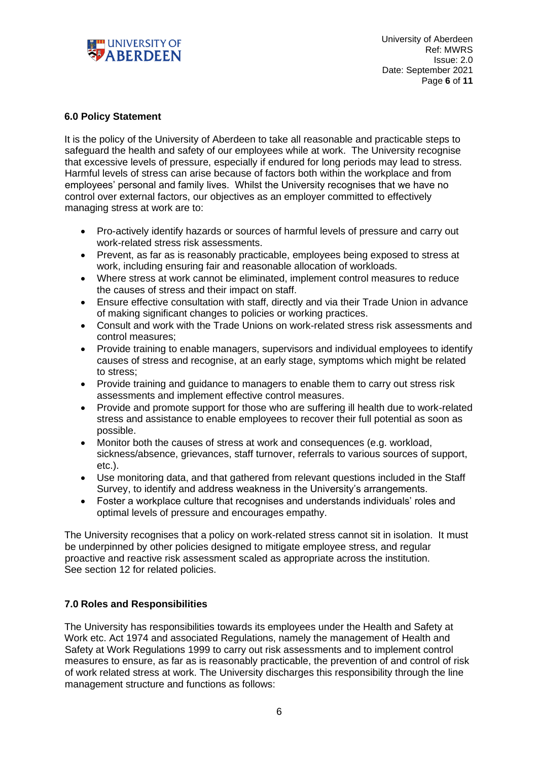## 6.0 Policy Statement

It is the policy of the University of Aberdeen to take all reasonable and practicable steps to safeguard the health and safety of our employees while at work. The University recognise that excessive levels of pressure, especially if endured for long periods may lead to stress. Harmful levels of stress can arise because of factors both within the workplace and from employees' personal and family lives. Whilst the University recognises that we have no control over external factors, our objectives as an employer committed to effectively managing stress at work are to:

- Pro-actively identify hazards or sources of harmful levels of pressure and carry out work-related stress risk assessments.
- Prevent, as far as is reasonably practicable, employees being exposed to stress at work, including ensuring fair and reasonable allocation of workloads.
- Where stress at work cannot be eliminated, implement control measures to reduce the causes of stress and their impact on staff.
- Ensure effective consultation with staff, directly and via their Trade Union in advance of making significant changes to policies or working practices.
- Consult and work with the Trade Unions on work-related stress risk assessments and control measures;
- Provide training to enable managers, supervisors and individual employees to identify causes of stress and recognise, at an early stage, symptoms which might be related to stress;
- Provide training and guidance to managers to enable them to carry out stress risk assessments and implement effective control measures.
- Provide and promote support for those who are suffering ill health due to work-related stress and assistance to enable employees to recover their full potential as soon as possible.
- Monitor both the causes of stress at work and consequences (e.g. workload, sickness/absence, grievances, staff turnover, referrals to various sources of support, etc.).
- Use monitoring data, and that gathered from relevant questions included in the Staff Survey, to identify and address weakness in the University's arrangements.
- Foster a workplace culture that recognises and understands individuals' roles and optimal levels of pressure and encourages empathy.

The University recognises that a policy on work-related stress cannot sit in isolation. It must be underpinned by other policies designed to mitigate employee stress, and regular proactive and reactive risk assessment scaled as appropriate across the institution. See section 12 for related policies.

## 7.0 Roles and Responsibilities

The University has responsibilities towards its employees under the Health and Safety at Work etc. Act 1974 and associated Regulations, namely the management of Health and Safety at Work Regulations 1999 to carry out risk assessments and to implement control measures to ensure, as far as is reasonably practicable, the prevention of and control of risk of work related stress at work. The University discharges this responsibility through the line management structure and functions as follows: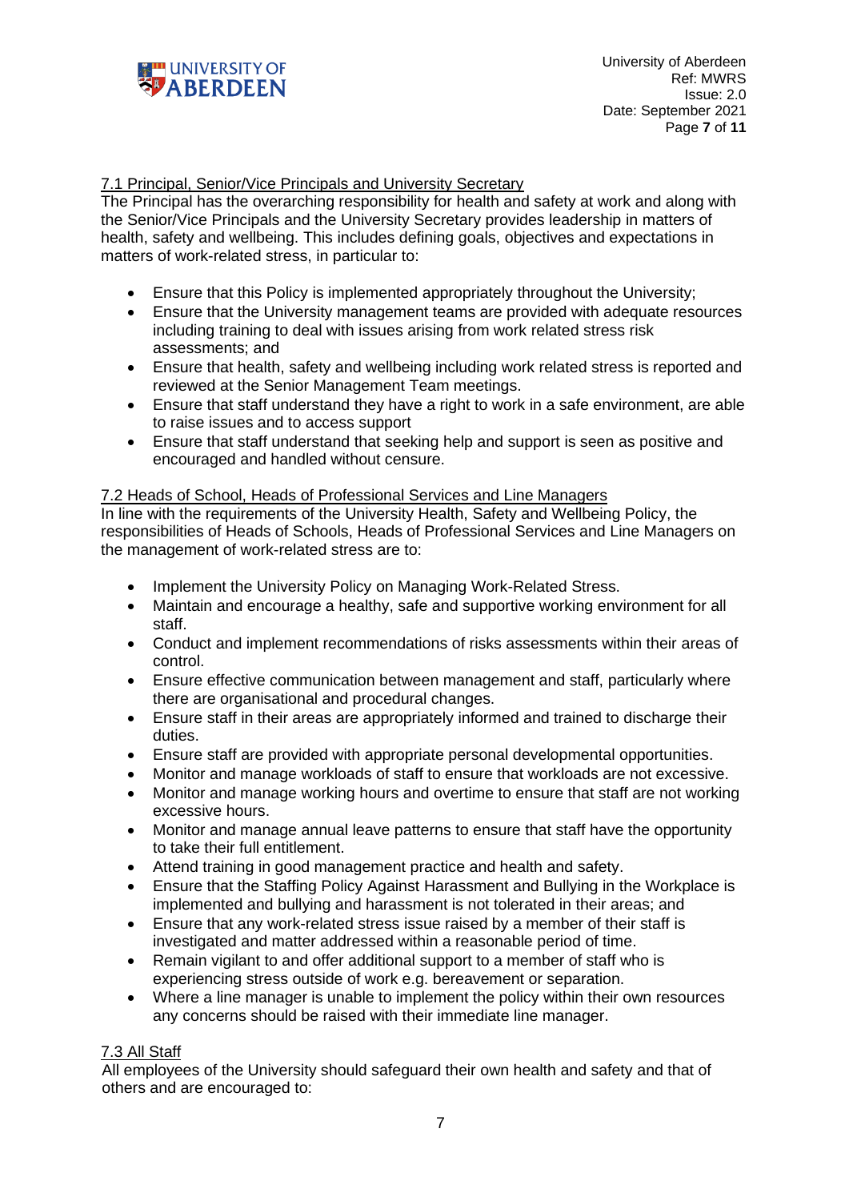### 7.1 Principal, Senior/Vice Principals and University Secretary

The Principal has the overarching responsibility for health and safety at work and along with the Senior/Vice Principals and the University Secretary provides leadership in matters of health, safety and wellbeing. This includes defining goals, objectives and expectations in matters of work-related stress, in particular to:

- Ensure that this Policy is implemented appropriately throughout the University;
- Ensure that the University management teams are provided with adequate resources including training to deal with issues arising from work related stress risk assessments; and
- Ensure that health, safety and wellbeing including work related stress is reported and reviewed at the Senior Management Team meetings.
- Ensure that staff understand they have a right to work in a safe environment, are able to raise issues and to access support
- Ensure that staff understand that seeking help and support is seen as positive and encouraged and handled without censure.

### 7.2 Heads of School, Heads of Professional Services and Line Managers

In line with the requirements of the University Health, Safety and Wellbeing Policy, the responsibilities of Heads of Schools, Heads of Professional Services and Line Managers on the management of work-related stress are to:

- Implement the University Policy on Managing Work-Related Stress.
- Maintain and encourage a healthy, safe and supportive working environment for all staff.
- Conduct and implement recommendations of risks assessments within their areas of control.
- Ensure effective communication between management and staff, particularly where there are organisational and procedural changes.
- Ensure staff in their areas are appropriately informed and trained to discharge their duties.
- Ensure staff are provided with appropriate personal developmental opportunities.
- Monitor and manage workloads of staff to ensure that workloads are not excessive.
- Monitor and manage working hours and overtime to ensure that staff are not working excessive hours.
- Monitor and manage annual leave patterns to ensure that staff have the opportunity to take their full entitlement.
- Attend training in good management practice and health and safety.
- Ensure that the Staffing Policy Against Harassment and Bullying in the Workplace is implemented and bullying and harassment is not tolerated in their areas; and
- Ensure that any work-related stress issue raised by a member of their staff is investigated and matter addressed within a reasonable period of time.
- Remain vigilant to and offer additional support to a member of staff who is experiencing stress outside of work e.g. bereavement or separation.
- Where a line manager is unable to implement the policy within their own resources any concerns should be raised with their immediate line manager.

### 7.3 All Staff

All employees of the University should safeguard their own health and safety and that of others and are encouraged to: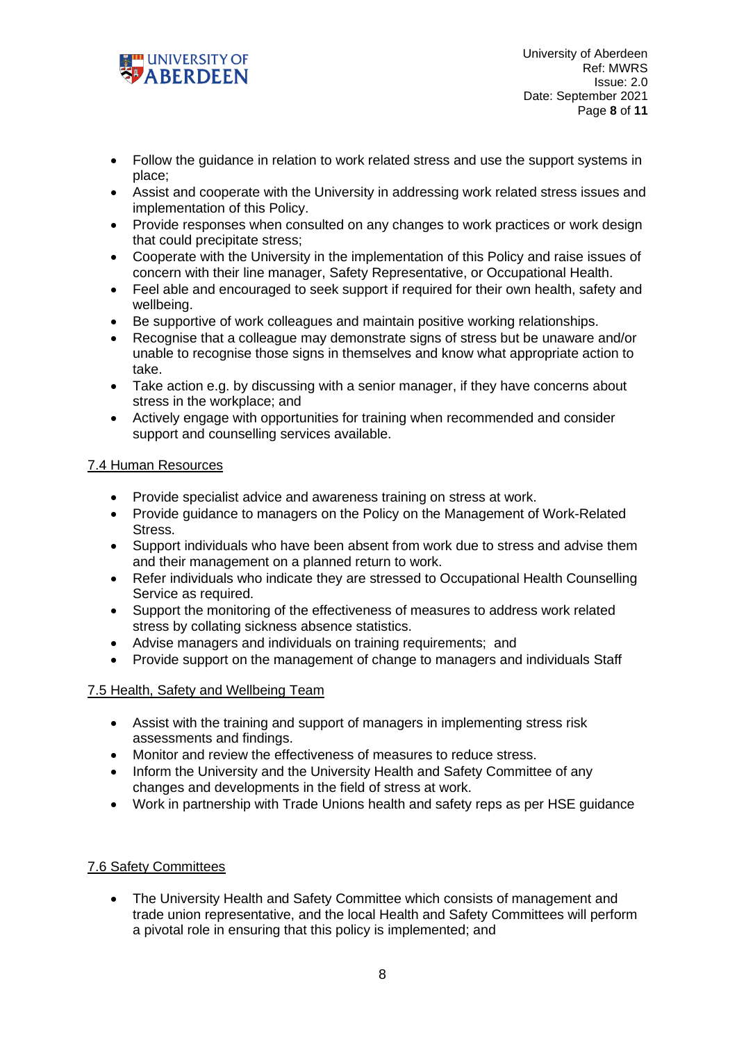- Follow the guidance in relation to work related stress and use the support systems in place;
- Assist and cooperate with the University in addressing work related stress issues and implementation of this Policy.
- Provide responses when consulted on any changes to work practices or work design that could precipitate stress;
- Cooperate with the University in the implementation of this Policy and raise issues of concern with their line manager, Safety Representative, or Occupational Health.
- Feel able and encouraged to seek support if required for their own health, safety and wellbeing.
- Be supportive of work colleagues and maintain positive working relationships.
- Recognise that a colleague may demonstrate signs of stress but be unaware and/or unable to recognise those signs in themselves and know what appropriate action to take.
- Take action e.g. by discussing with a senior manager, if they have concerns about stress in the workplace; and
- Actively engage with opportunities for training when recommended and consider support and counselling services available.

### 7.4 Human Resources

- Provide specialist advice and awareness training on stress at work.
- Provide guidance to managers on the Policy on the Management of Work-Related Stress.
- Support individuals who have been absent from work due to stress and advise them and their management on a planned return to work.
- Refer individuals who indicate they are stressed to Occupational Health Counselling Service as required.
- Support the monitoring of the effectiveness of measures to address work related stress by collating sickness absence statistics.
- Advise managers and individuals on training requirements; and
- Provide support on the management of change to managers and individuals Staff

### 7.5 Health, Safety and Wellbeing Team

- Assist with the training and support of managers in implementing stress risk assessments and findings.
- Monitor and review the effectiveness of measures to reduce stress.
- Inform the University and the University Health and Safety Committee of any changes and developments in the field of stress at work.
- Work in partnership with Trade Unions health and safety reps as per HSE guidance

### 7.6 Safety Committees

- The University Health and Safety Committee which consists of management and trade union representative, and the local Health and Safety Committees will perform a pivotal role in ensuring that this policy is implemented; and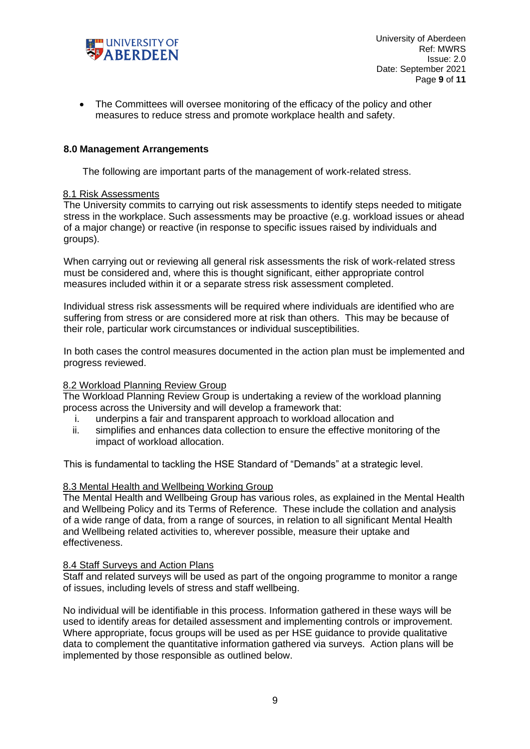- The Committees will oversee monitoring of the efficacy of the policy and other measures to reduce stress and promote workplace health and safety.

## 8.0 Management Arrangements

The following are important parts of the management of work-related stress.

### 8.1 Risk Assessments

The University commits to carrying out risk assessments to identify steps needed to mitigate stress in the workplace. Such assessments may be proactive (e.g. workload issues or ahead of a major change) or reactive (in response to specific issues raised by individuals and groups).

When carrying out or reviewing all general risk assessments the risk of work-related stress must be considered and, where this is thought significant, either appropriate control measures included within it or a separate stress risk assessment completed.

Individual stress risk assessments will be required where individuals are identified who are suffering from stress or are considered more at risk than others. This may be because of their role, particular work circumstances or individual susceptibilities.

In both cases the control measures documented in the action plan must be implemented and progress reviewed.

### 8.2 Workload Planning Review Group

The Workload Planning Review Group is undertaking a review of the workload planning process across the University and will develop a framework that:

i. underpins a fair and transparent approach to workload allocation and
ii. simplifies and enhances data collection to ensure the effective monitoring of the impact of workload allocation.

This is fundamental to tackling the HSE Standard of "Demands" at a strategic level.

### 8.3 Mental Health and Wellbeing Working Group

The Mental Health and Wellbeing Group has various roles, as explained in the Mental Health and Wellbeing Policy and its Terms of Reference. These include the collation and analysis of a wide range of data, from a range of sources, in relation to all significant Mental Health and Wellbeing related activities to, wherever possible, measure their uptake and effectiveness.

### 8.4 Staff Surveys and Action Plans

Staff and related surveys will be used as part of the ongoing programme to monitor a range of issues, including levels of stress and staff wellbeing.

No individual will be identifiable in this process. Information gathered in these ways will be used to identify areas for detailed assessment and implementing controls or improvement. Where appropriate, focus groups will be used as per HSE guidance to provide qualitative data to complement the quantitative information gathered via surveys. Action plans will be implemented by those responsible as outlined below.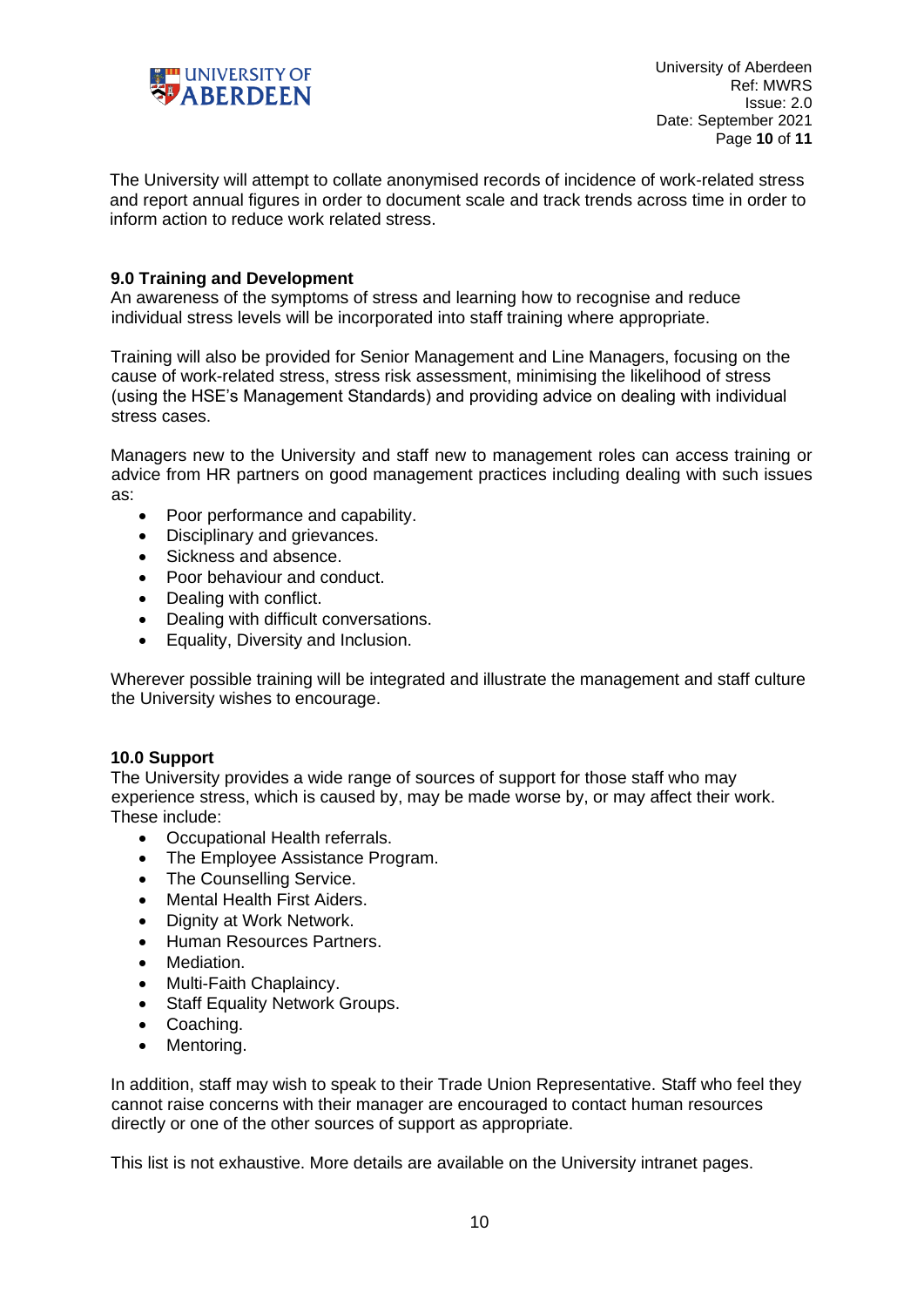The University will attempt to collate anonymised records of incidence of work-related stress and report annual figures in order to document scale and track trends across time in order to inform action to reduce work related stress.

## 9.0 Training and Development

An awareness of the symptoms of stress and learning how to recognise and reduce individual stress levels will be incorporated into staff training where appropriate.

Training will also be provided for Senior Management and Line Managers, focusing on the cause of work-related stress, stress risk assessment, minimising the likelihood of stress (using the HSE's Management Standards) and providing advice on dealing with individual stress cases.

Managers new to the University and staff new to management roles can access training or advice from HR partners on good management practices including dealing with such issues as:

- Poor performance and capability.
- Disciplinary and grievances.
- Sickness and absence.
- Poor behaviour and conduct.
- Dealing with conflict.
- Dealing with difficult conversations.
- Equality, Diversity and Inclusion.

Wherever possible training will be integrated and illustrate the management and staff culture the University wishes to encourage.

## 10.0 Support

The University provides a wide range of sources of support for those staff who may experience stress, which is caused by, may be made worse by, or may affect their work. These include:

- Occupational Health referrals.
- The Employee Assistance Program.
- The Counselling Service.
- Mental Health First Aiders.
- Dignity at Work Network.
- Human Resources Partners.
- Mediation.
- Multi-Faith Chaplaincy.
- Staff Equality Network Groups.
- Coaching.
- Mentoring.

In addition, staff may wish to speak to their Trade Union Representative. Staff who feel they cannot raise concerns with their manager are encouraged to contact human resources directly or one of the other sources of support as appropriate.

This list is not exhaustive. More details are available on the University intranet pages.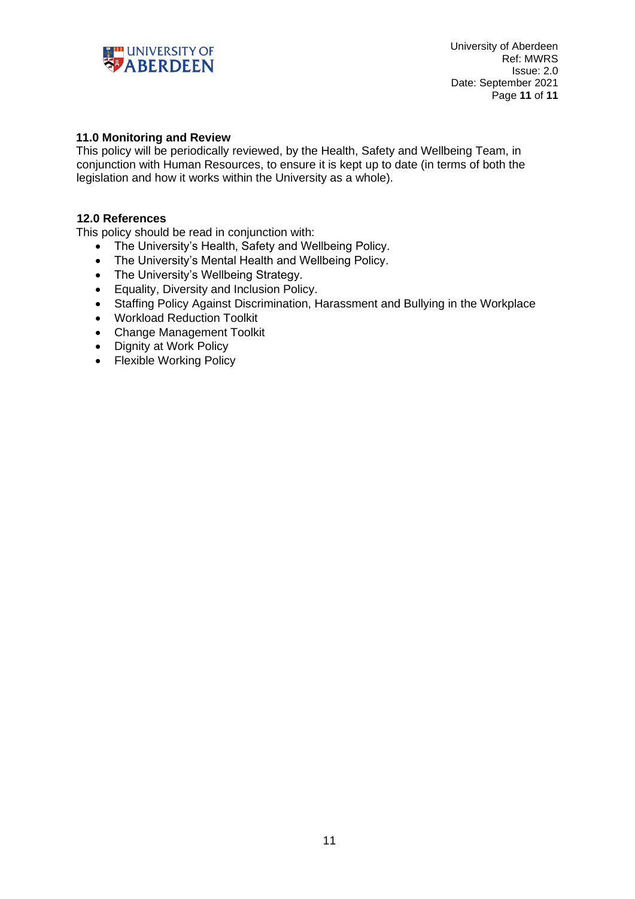### 11.0 Monitoring and Review

This policy will be periodically reviewed, by the Health, Safety and Wellbeing Team, in conjunction with Human Resources, to ensure it is kept up to date (in terms of both the legislation and how it works within the University as a whole).

### 12.0 References

This policy should be read in conjunction with:

- The University's Health, Safety and Wellbeing Policy.
- The University's Mental Health and Wellbeing Policy.
- The University's Wellbeing Strategy.
- Equality, Diversity and Inclusion Policy.
- Staffing Policy Against Discrimination, Harassment and Bullying in the Workplace
- Workload Reduction Toolkit
- Change Management Toolkit
- Dignity at Work Policy
- Flexible Working Policy